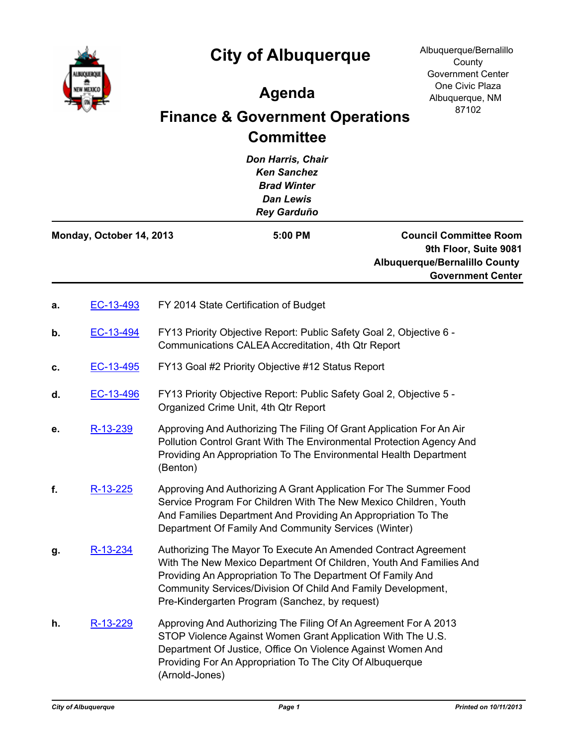# City of Albuquerque

Albuquerque/Bernalillo County Government Center
One Civic Plaza
Albuquerque, NM 87102

## Agenda

## Finance & Government Operations Committee

*Don Harris, Chair*
*Ken Sanchez*
*Brad Winter*
*Dan Lewis*
*Rey Garduño*

---

**Monday, October 14, 2013** | **5:00 PM** | **Council Committee Room 9th Floor, Suite 9081 Albuquerque/Bernalillo County Government Center**

---

**a.** EC-13-493 FY 2014 State Certification of Budget

**b.** EC-13-494 FY13 Priority Objective Report: Public Safety Goal 2, Objective 6 - Communications CALEA Accreditation, 4th Qtr Report

**c.** EC-13-495 FY13 Goal #2 Priority Objective #12 Status Report

**d.** EC-13-496 FY13 Priority Objective Report: Public Safety Goal 2, Objective 5 - Organized Crime Unit, 4th Qtr Report

**e.** R-13-239 Approving And Authorizing The Filing Of Grant Application For An Air Pollution Control Grant With The Environmental Protection Agency And Providing An Appropriation To The Environmental Health Department (Benton)

**f.** R-13-225 Approving And Authorizing A Grant Application For The Summer Food Service Program For Children With The New Mexico Children, Youth And Families Department And Providing An Appropriation To The Department Of Family And Community Services (Winter)

**g.** R-13-234 Authorizing The Mayor To Execute An Amended Contract Agreement With The New Mexico Department Of Children, Youth And Families And Providing An Appropriation To The Department Of Family And Community Services/Division Of Child And Family Development, Pre-Kindergarten Program (Sanchez, by request)

**h.** R-13-229 Approving And Authorizing The Filing Of An Agreement For A 2013 STOP Violence Against Women Grant Application With The U.S. Department Of Justice, Office On Violence Against Women And Providing For An Appropriation To The City Of Albuquerque (Arnold-Jones)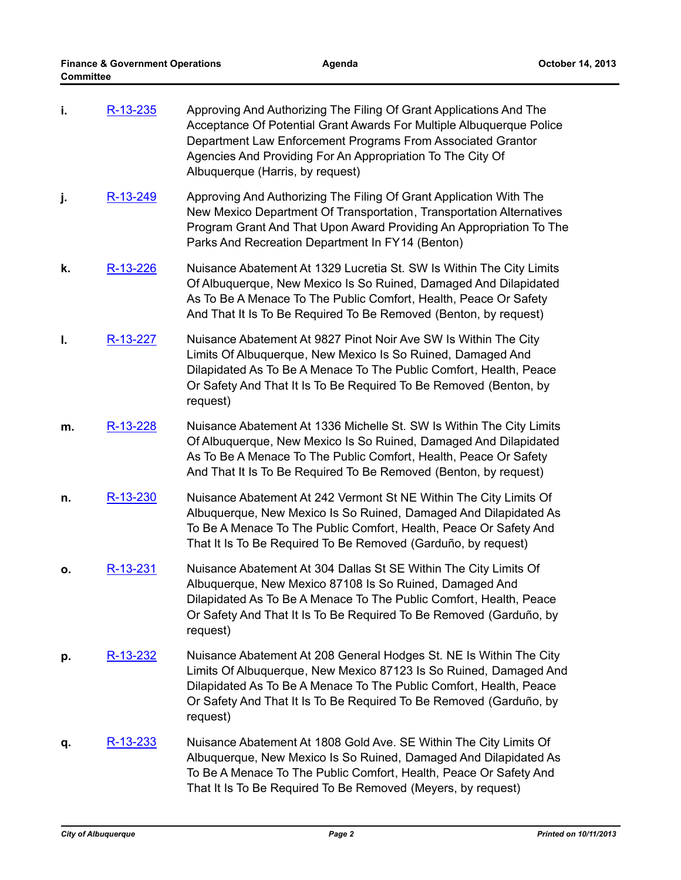i. R-13-235 Approving And Authorizing The Filing Of Grant Applications And The Acceptance Of Potential Grant Awards For Multiple Albuquerque Police Department Law Enforcement Programs From Associated Grantor Agencies And Providing For An Appropriation To The City Of Albuquerque (Harris, by request)

j. R-13-249 Approving And Authorizing The Filing Of Grant Application With The New Mexico Department Of Transportation, Transportation Alternatives Program Grant And That Upon Award Providing An Appropriation To The Parks And Recreation Department In FY14 (Benton)

k. R-13-226 Nuisance Abatement At 1329 Lucretia St. SW Is Within The City Limits Of Albuquerque, New Mexico Is So Ruined, Damaged And Dilapidated As To Be A Menace To The Public Comfort, Health, Peace Or Safety And That It Is To Be Required To Be Removed (Benton, by request)

l. R-13-227 Nuisance Abatement At 9827 Pinot Noir Ave SW Is Within The City Limits Of Albuquerque, New Mexico Is So Ruined, Damaged And Dilapidated As To Be A Menace To The Public Comfort, Health, Peace Or Safety And That It Is To Be Required To Be Removed (Benton, by request)

m. R-13-228 Nuisance Abatement At 1336 Michelle St. SW Is Within The City Limits Of Albuquerque, New Mexico Is So Ruined, Damaged And Dilapidated As To Be A Menace To The Public Comfort, Health, Peace Or Safety And That It Is To Be Required To Be Removed (Benton, by request)

n. R-13-230 Nuisance Abatement At 242 Vermont St NE Within The City Limits Of Albuquerque, New Mexico Is So Ruined, Damaged And Dilapidated As To Be A Menace To The Public Comfort, Health, Peace Or Safety And That It Is To Be Required To Be Removed (Garduño, by request)

o. R-13-231 Nuisance Abatement At 304 Dallas St SE Within The City Limits Of Albuquerque, New Mexico 87108 Is So Ruined, Damaged And Dilapidated As To Be A Menace To The Public Comfort, Health, Peace Or Safety And That It Is To Be Required To Be Removed (Garduño, by request)

p. R-13-232 Nuisance Abatement At 208 General Hodges St. NE Is Within The City Limits Of Albuquerque, New Mexico 87123 Is So Ruined, Damaged And Dilapidated As To Be A Menace To The Public Comfort, Health, Peace Or Safety And That It Is To Be Required To Be Removed (Garduño, by request)

q. R-13-233 Nuisance Abatement At 1808 Gold Ave. SE Within The City Limits Of Albuquerque, New Mexico Is So Ruined, Damaged And Dilapidated As To Be A Menace To The Public Comfort, Health, Peace Or Safety And That It Is To Be Required To Be Removed (Meyers, by request)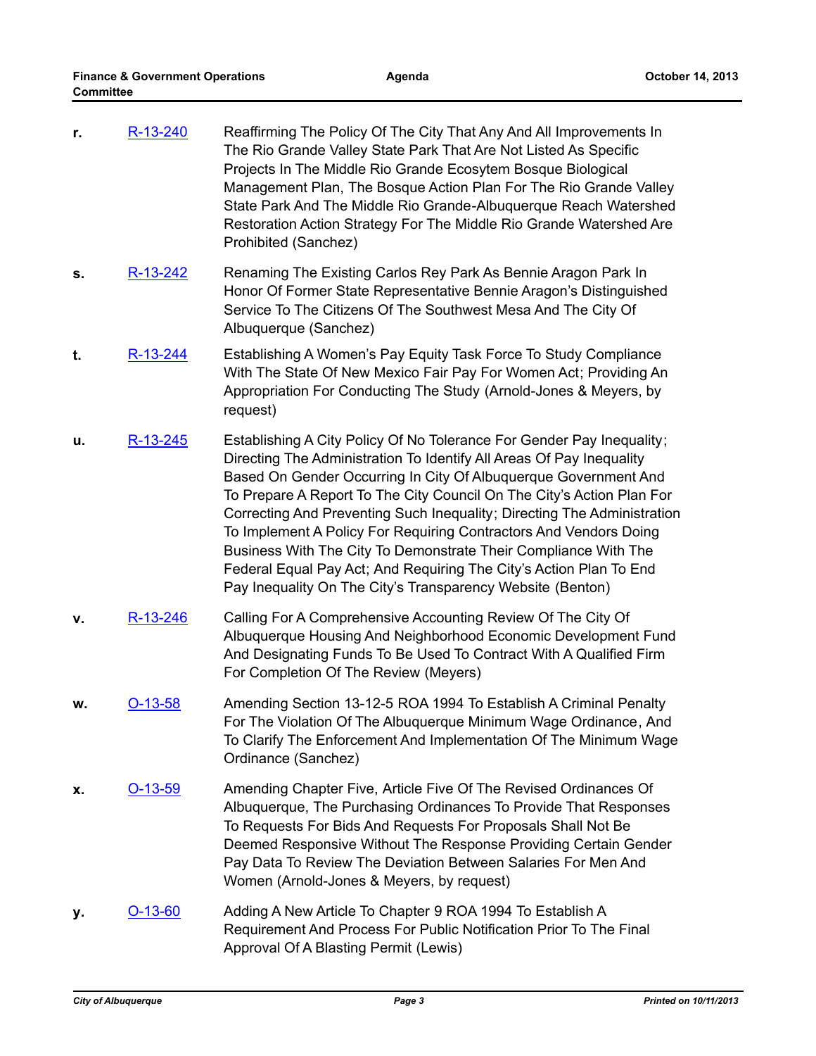r. R-13-240 Reaffirming The Policy Of The City That Any And All Improvements In The Rio Grande Valley State Park That Are Not Listed As Specific Projects In The Middle Rio Grande Ecosytem Bosque Biological Management Plan, The Bosque Action Plan For The Rio Grande Valley State Park And The Middle Rio Grande-Albuquerque Reach Watershed Restoration Action Strategy For The Middle Rio Grande Watershed Are Prohibited (Sanchez)

s. R-13-242 Renaming The Existing Carlos Rey Park As Bennie Aragon Park In Honor Of Former State Representative Bennie Aragon's Distinguished Service To The Citizens Of The Southwest Mesa And The City Of Albuquerque (Sanchez)

t. R-13-244 Establishing A Women's Pay Equity Task Force To Study Compliance With The State Of New Mexico Fair Pay For Women Act; Providing An Appropriation For Conducting The Study (Arnold-Jones & Meyers, by request)

u. R-13-245 Establishing A City Policy Of No Tolerance For Gender Pay Inequality; Directing The Administration To Identify All Areas Of Pay Inequality Based On Gender Occurring In City Of Albuquerque Government And To Prepare A Report To The City Council On The City's Action Plan For Correcting And Preventing Such Inequality; Directing The Administration To Implement A Policy For Requiring Contractors And Vendors Doing Business With The City To Demonstrate Their Compliance With The Federal Equal Pay Act; And Requiring The City's Action Plan To End Pay Inequality On The City's Transparency Website (Benton)

v. R-13-246 Calling For A Comprehensive Accounting Review Of The City Of Albuquerque Housing And Neighborhood Economic Development Fund And Designating Funds To Be Used To Contract With A Qualified Firm For Completion Of The Review (Meyers)

w. O-13-58 Amending Section 13-12-5 ROA 1994 To Establish A Criminal Penalty For The Violation Of The Albuquerque Minimum Wage Ordinance, And To Clarify The Enforcement And Implementation Of The Minimum Wage Ordinance (Sanchez)

x. O-13-59 Amending Chapter Five, Article Five Of The Revised Ordinances Of Albuquerque, The Purchasing Ordinances To Provide That Responses To Requests For Bids And Requests For Proposals Shall Not Be Deemed Responsive Without The Response Providing Certain Gender Pay Data To Review The Deviation Between Salaries For Men And Women (Arnold-Jones & Meyers, by request)

y. O-13-60 Adding A New Article To Chapter 9 ROA 1994 To Establish A Requirement And Process For Public Notification Prior To The Final Approval Of A Blasting Permit (Lewis)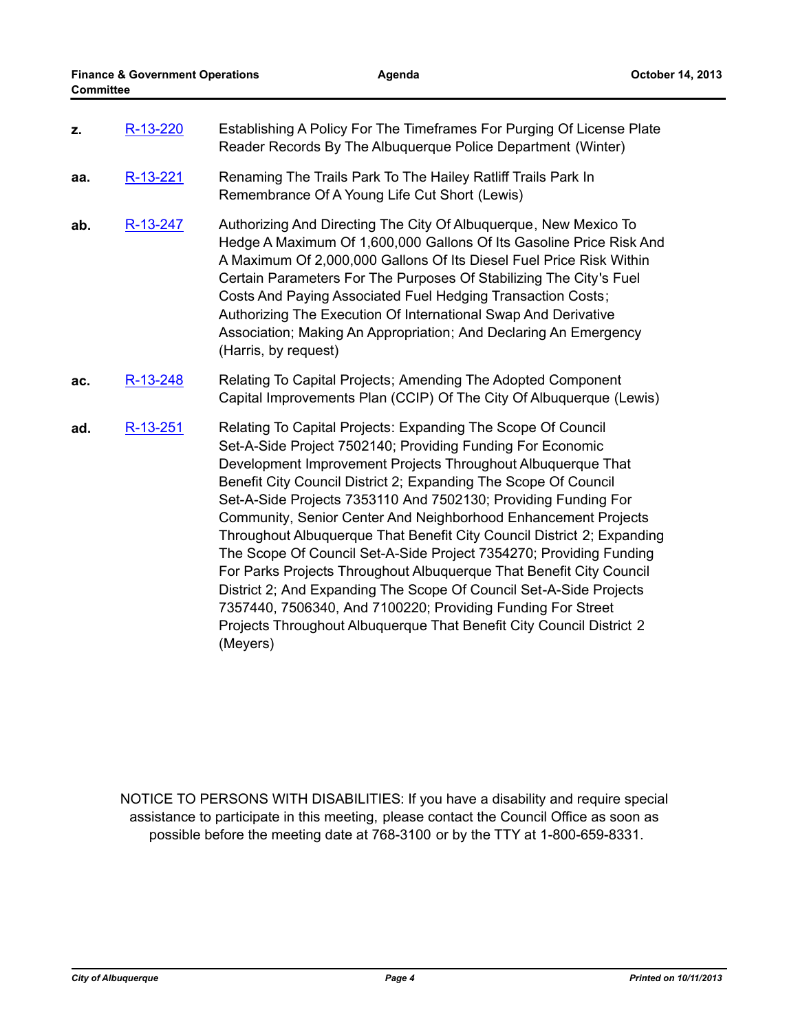**z.** R-13-220 Establishing A Policy For The Timeframes For Purging Of License Plate Reader Records By The Albuquerque Police Department (Winter)

**aa.** R-13-221 Renaming The Trails Park To The Hailey Ratliff Trails Park In Remembrance Of A Young Life Cut Short (Lewis)

**ab.** R-13-247 Authorizing And Directing The City Of Albuquerque, New Mexico To Hedge A Maximum Of 1,600,000 Gallons Of Its Gasoline Price Risk And A Maximum Of 2,000,000 Gallons Of Its Diesel Fuel Price Risk Within Certain Parameters For The Purposes Of Stabilizing The City's Fuel Costs And Paying Associated Fuel Hedging Transaction Costs; Authorizing The Execution Of International Swap And Derivative Association; Making An Appropriation; And Declaring An Emergency (Harris, by request)

**ac.** R-13-248 Relating To Capital Projects; Amending The Adopted Component Capital Improvements Plan (CCIP) Of The City Of Albuquerque (Lewis)

**ad.** R-13-251 Relating To Capital Projects: Expanding The Scope Of Council Set-A-Side Project 7502140; Providing Funding For Economic Development Improvement Projects Throughout Albuquerque That Benefit City Council District 2; Expanding The Scope Of Council Set-A-Side Projects 7353110 And 7502130; Providing Funding For Community, Senior Center And Neighborhood Enhancement Projects Throughout Albuquerque That Benefit City Council District 2; Expanding The Scope Of Council Set-A-Side Project 7354270; Providing Funding For Parks Projects Throughout Albuquerque That Benefit City Council District 2; And Expanding The Scope Of Council Set-A-Side Projects 7357440, 7506340, And 7100220; Providing Funding For Street Projects Throughout Albuquerque That Benefit City Council District 2 (Meyers)

NOTICE TO PERSONS WITH DISABILITIES: If you have a disability and require special assistance to participate in this meeting, please contact the Council Office as soon as possible before the meeting date at 768-3100 or by the TTY at 1-800-659-8331.